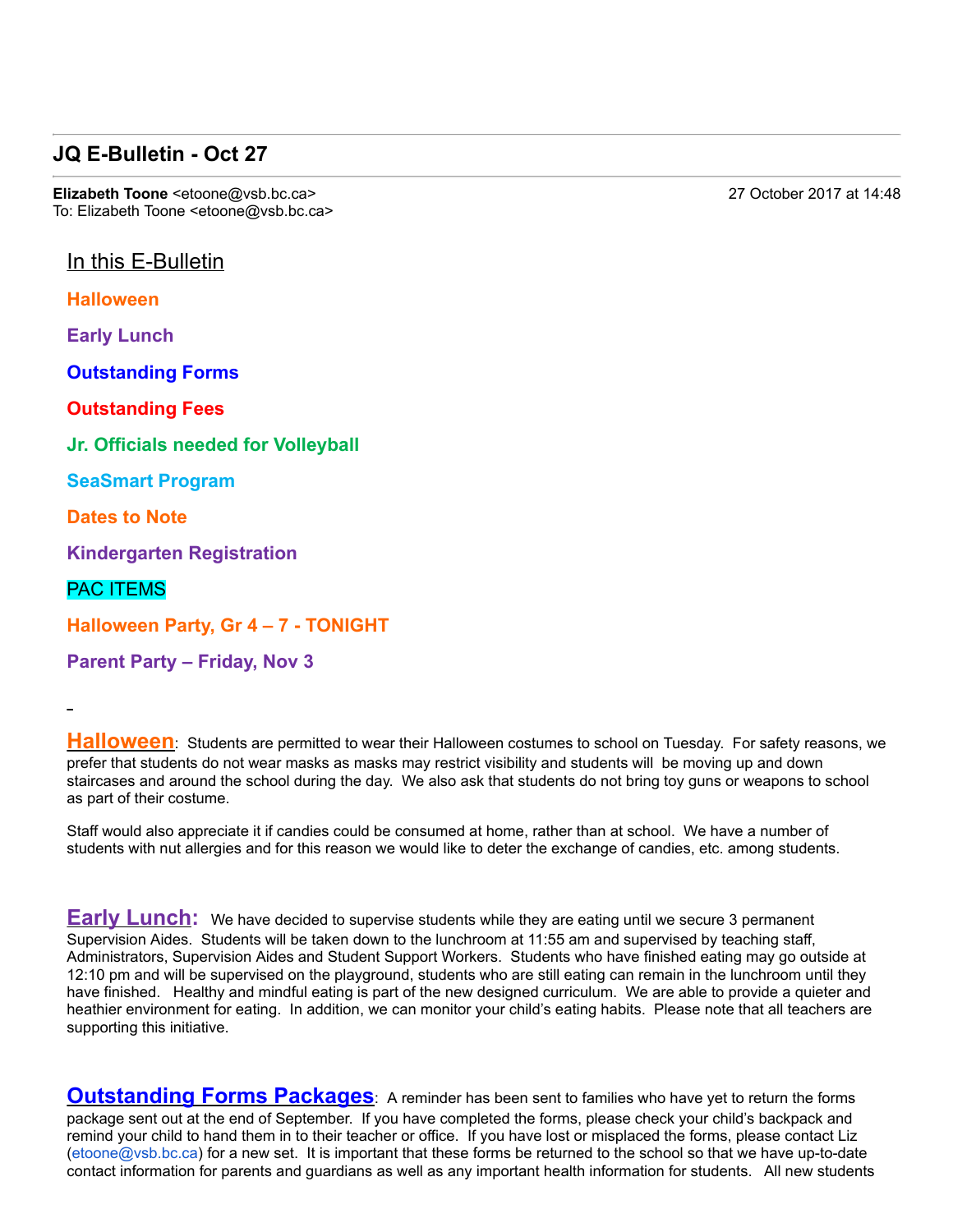## JQ E-Bulletin - Oct 27

**Elizabeth Toone** <etoone@vsb.bc.ca> 27 October 2017 at 14:48
To: Elizabeth Toone <etoone@vsb.bc.ca>

In this E-Bulletin

**Halloween**

**Early Lunch**

**Outstanding Forms**

**Outstanding Fees**

**Jr. Officials needed for Volleyball**

**SeaSmart Program**

**Dates to Note**

**Kindergarten Registration**

PAC ITEMS

**Halloween Party, Gr 4 – 7 - TONIGHT**

**Parent Party – Friday, Nov 3**

**Halloween**: Students are permitted to wear their Halloween costumes to school on Tuesday. For safety reasons, we prefer that students do not wear masks as masks may restrict visibility and students will be moving up and down staircases and around the school during the day. We also ask that students do not bring toy guns or weapons to school as part of their costume.

Staff would also appreciate it if candies could be consumed at home, rather than at school. We have a number of students with nut allergies and for this reason we would like to deter the exchange of candies, etc. among students.

**Early Lunch:** We have decided to supervise students while they are eating until we secure 3 permanent Supervision Aides. Students will be taken down to the lunchroom at 11:55 am and supervised by teaching staff, Administrators, Supervision Aides and Student Support Workers. Students who have finished eating may go outside at 12:10 pm and will be supervised on the playground, students who are still eating can remain in the lunchroom until they have finished. Healthy and mindful eating is part of the new designed curriculum. We are able to provide a quieter and heathier environment for eating. In addition, we can monitor your child's eating habits. Please note that all teachers are supporting this initiative.

**Outstanding Forms Packages**: A reminder has been sent to families who have yet to return the forms package sent out at the end of September. If you have completed the forms, please check your child's backpack and remind your child to hand them in to their teacher or office. If you have lost or misplaced the forms, please contact Liz (etoone@vsb.bc.ca) for a new set. It is important that these forms be returned to the school so that we have up-to-date contact information for parents and guardians as well as any important health information for students. All new students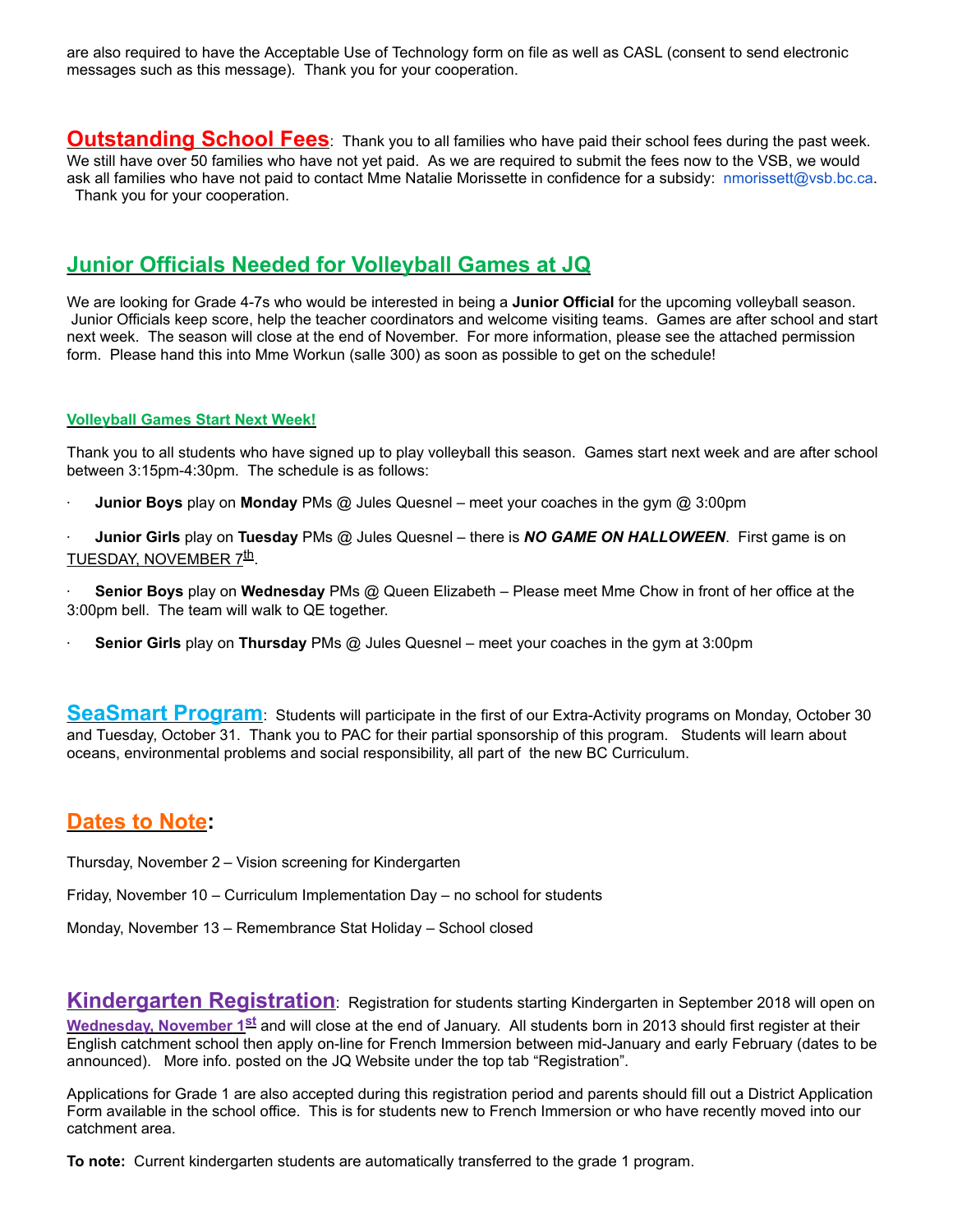are also required to have the Acceptable Use of Technology form on file as well as CASL (consent to send electronic messages such as this message).  Thank you for your cooperation.

## Outstanding School Fees

**Outstanding School Fees**: Thank you to all families who have paid their school fees during the past week. We still have over 50 families who have not yet paid. As we are required to submit the fees now to the VSB, we would ask all families who have not paid to contact Mme Natalie Morissette in confidence for a subsidy: nmorissett@vsb.bc.ca. Thank you for your cooperation.

## Junior Officials Needed for Volleyball Games at JQ

We are looking for Grade 4-7s who would be interested in being a **Junior Official** for the upcoming volleyball season. Junior Officials keep score, help the teacher coordinators and welcome visiting teams. Games are after school and start next week. The season will close at the end of November. For more information, please see the attached permission form. Please hand this into Mme Workun (salle 300) as soon as possible to get on the schedule!

### Volleyball Games Start Next Week!

Thank you to all students who have signed up to play volleyball this season. Games start next week and are after school between 3:15pm-4:30pm. The schedule is as follows:

- **Junior Boys** play on **Monday** PMs @ Jules Quesnel – meet your coaches in the gym @ 3:00pm
- **Junior Girls** play on **Tuesday** PMs @ Jules Quesnel – there is ***NO GAME ON HALLOWEEN***. First game is on TUESDAY, NOVEMBER 7th.
- **Senior Boys** play on **Wednesday** PMs @ Queen Elizabeth – Please meet Mme Chow in front of her office at the 3:00pm bell. The team will walk to QE together.
- **Senior Girls** play on **Thursday** PMs @ Jules Quesnel – meet your coaches in the gym at 3:00pm

## SeaSmart Program

**SeaSmart Program**: Students will participate in the first of our Extra-Activity programs on Monday, October 30 and Tuesday, October 31. Thank you to PAC for their partial sponsorship of this program. Students will learn about oceans, environmental problems and social responsibility, all part of the new BC Curriculum.

## Dates to Note:

Thursday, November 2 – Vision screening for Kindergarten

Friday, November 10 – Curriculum Implementation Day – no school for students

Monday, November 13 – Remembrance Stat Holiday – School closed

## Kindergarten Registration

**Kindergarten Registration**: Registration for students starting Kindergarten in September 2018 will open on **Wednesday, November 1st** and will close at the end of January. All students born in 2013 should first register at their English catchment school then apply on-line for French Immersion between mid-January and early February (dates to be announced). More info. posted on the JQ Website under the top tab "Registration".

Applications for Grade 1 are also accepted during this registration period and parents should fill out a District Application Form available in the school office. This is for students new to French Immersion or who have recently moved into our catchment area.

**To note:** Current kindergarten students are automatically transferred to the grade 1 program.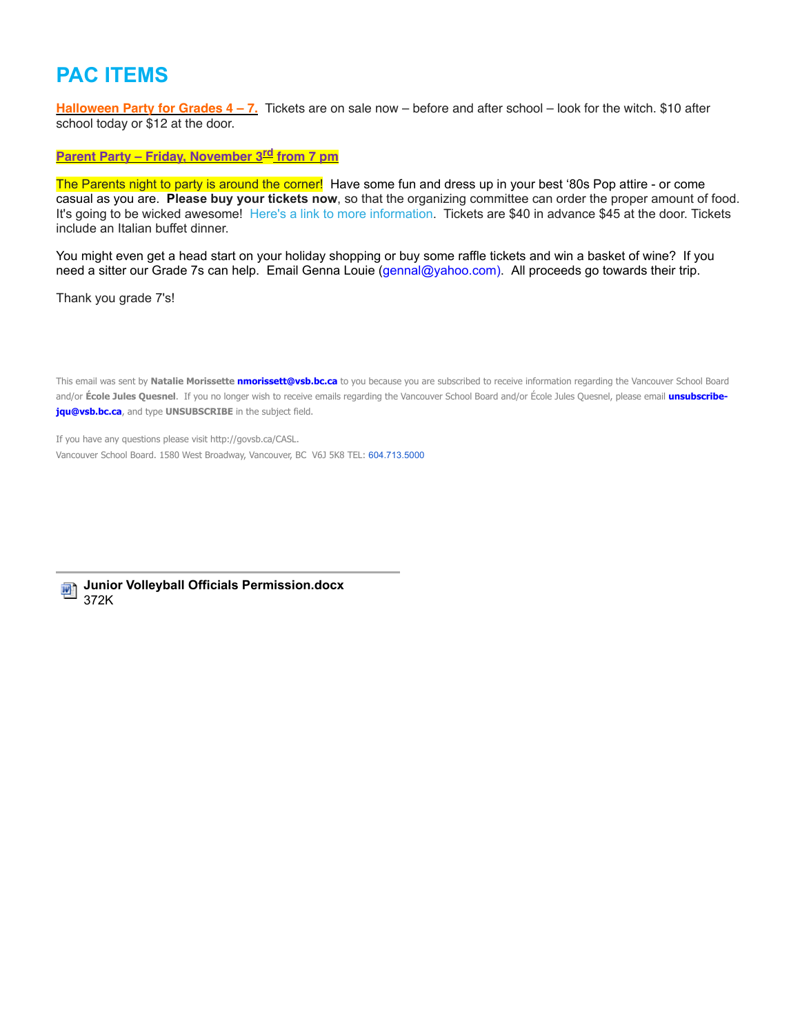# PAC ITEMS

**Halloween Party for Grades 4 – 7.** Tickets are on sale now – before and after school – look for the witch. $10 after school today or $12 at the door.

**Parent Party – Friday, November 3rd from 7 pm**

The Parents night to party is around the corner! Have some fun and dress up in your best '80s Pop attire - or come casual as you are. **Please buy your tickets now**, so that the organizing committee can order the proper amount of food. It's going to be wicked awesome! Here's a link to more information. Tickets are $40 in advance $45 at the door. Tickets include an Italian buffet dinner.

You might even get a head start on your holiday shopping or buy some raffle tickets and win a basket of wine? If you need a sitter our Grade 7s can help. Email Genna Louie (gennal@yahoo.com). All proceeds go towards their trip.

Thank you grade 7's!

This email was sent by **Natalie Morissette** **nmorissett@vsb.bc.ca** to you because you are subscribed to receive information regarding the Vancouver School Board and/or **École Jules Quesnel**. If you no longer wish to receive emails regarding the Vancouver School Board and/or École Jules Quesnel, please email **unsubscribe-jqu@vsb.bc.ca**, and type **UNSUBSCRIBE** in the subject field.

If you have any questions please visit http://govsb.ca/CASL.
Vancouver School Board. 1580 West Broadway, Vancouver, BC V6J 5K8 TEL: 604.713.5000

**Junior Volleyball Officials Permission.docx**
372K